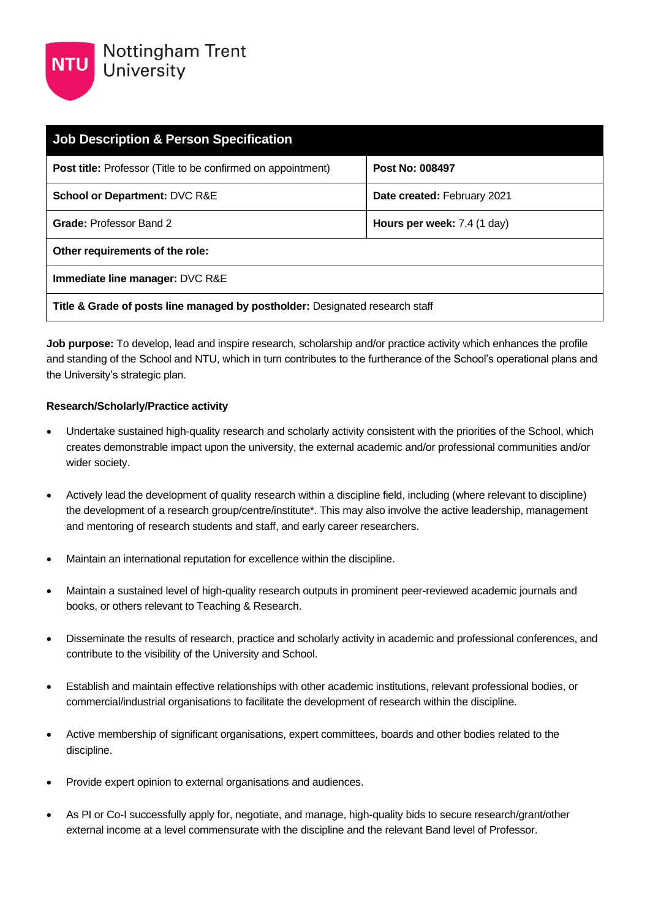Nottingham Trent University

| Job Description & Person Specification | |
|---|---|
| **Post title:** Professor (Title to be confirmed on appointment) | **Post No: 008497** |
| **School or Department:** DVC R&E | **Date created:** February 2021 |
| **Grade:** Professor Band 2 | **Hours per week:** 7.4 (1 day) |
| **Other requirements of the role:** | |
| **Immediate line manager:** DVC R&E | |
| **Title & Grade of posts line managed by postholder:** Designated research staff | |

**Job purpose:** To develop, lead and inspire research, scholarship and/or practice activity which enhances the profile and standing of the School and NTU, which in turn contributes to the furtherance of the School's operational plans and the University's strategic plan.

**Research/Scholarly/Practice activity**

- Undertake sustained high-quality research and scholarly activity consistent with the priorities of the School, which creates demonstrable impact upon the university, the external academic and/or professional communities and/or wider society.
- Actively lead the development of quality research within a discipline field, including (where relevant to discipline) the development of a research group/centre/institute*. This may also involve the active leadership, management and mentoring of research students and staff, and early career researchers.
- Maintain an international reputation for excellence within the discipline.
- Maintain a sustained level of high-quality research outputs in prominent peer-reviewed academic journals and books, or others relevant to Teaching & Research.
- Disseminate the results of research, practice and scholarly activity in academic and professional conferences, and contribute to the visibility of the University and School.
- Establish and maintain effective relationships with other academic institutions, relevant professional bodies, or commercial/industrial organisations to facilitate the development of research within the discipline.
- Active membership of significant organisations, expert committees, boards and other bodies related to the discipline.
- Provide expert opinion to external organisations and audiences.
- As PI or Co-I successfully apply for, negotiate, and manage, high-quality bids to secure research/grant/other external income at a level commensurate with the discipline and the relevant Band level of Professor.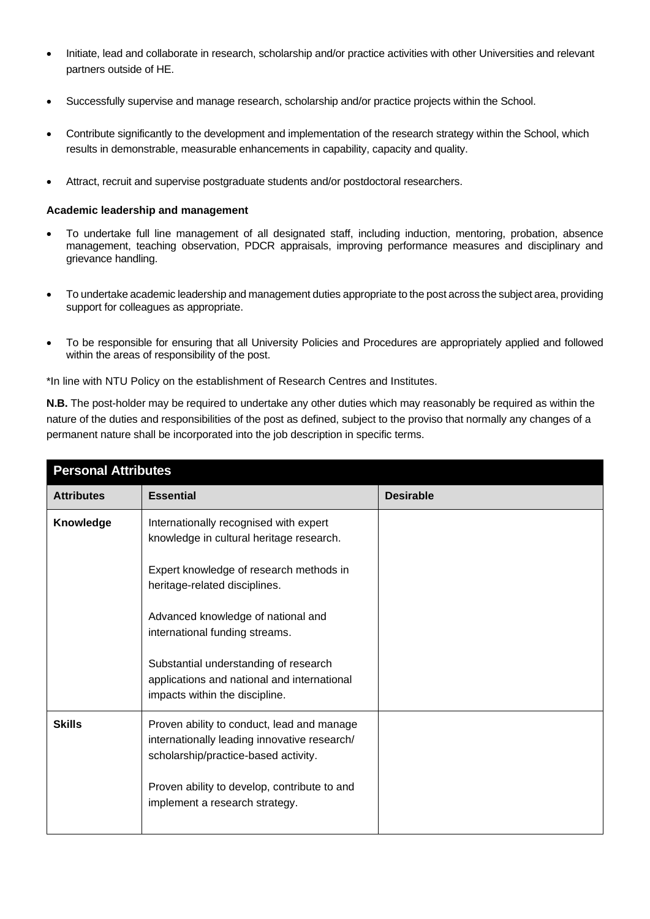- Initiate, lead and collaborate in research, scholarship and/or practice activities with other Universities and relevant partners outside of HE.
- Successfully supervise and manage research, scholarship and/or practice projects within the School.
- Contribute significantly to the development and implementation of the research strategy within the School, which results in demonstrable, measurable enhancements in capability, capacity and quality.
- Attract, recruit and supervise postgraduate students and/or postdoctoral researchers.

**Academic leadership and management**

- To undertake full line management of all designated staff, including induction, mentoring, probation, absence management, teaching observation, PDCR appraisals, improving performance measures and disciplinary and grievance handling.
- To undertake academic leadership and management duties appropriate to the post across the subject area, providing support for colleagues as appropriate.
- To be responsible for ensuring that all University Policies and Procedures are appropriately applied and followed within the areas of responsibility of the post.

*In line with NTU Policy on the establishment of Research Centres and Institutes.

**N.B.** The post-holder may be required to undertake any other duties which may reasonably be required as within the nature of the duties and responsibilities of the post as defined, subject to the proviso that normally any changes of a permanent nature shall be incorporated into the job description in specific terms.

| **Personal Attributes** | | |
|---|---|---|
| **Attributes** | **Essential** | **Desirable** |
| **Knowledge** | Internationally recognised with expert knowledge in cultural heritage research.<br><br>Expert knowledge of research methods in heritage-related disciplines.<br><br>Advanced knowledge of national and international funding streams.<br><br>Substantial understanding of research applications and national and international impacts within the discipline. | |
| **Skills** | Proven ability to conduct, lead and manage internationally leading innovative research/ scholarship/practice-based activity.<br><br>Proven ability to develop, contribute to and implement a research strategy. | |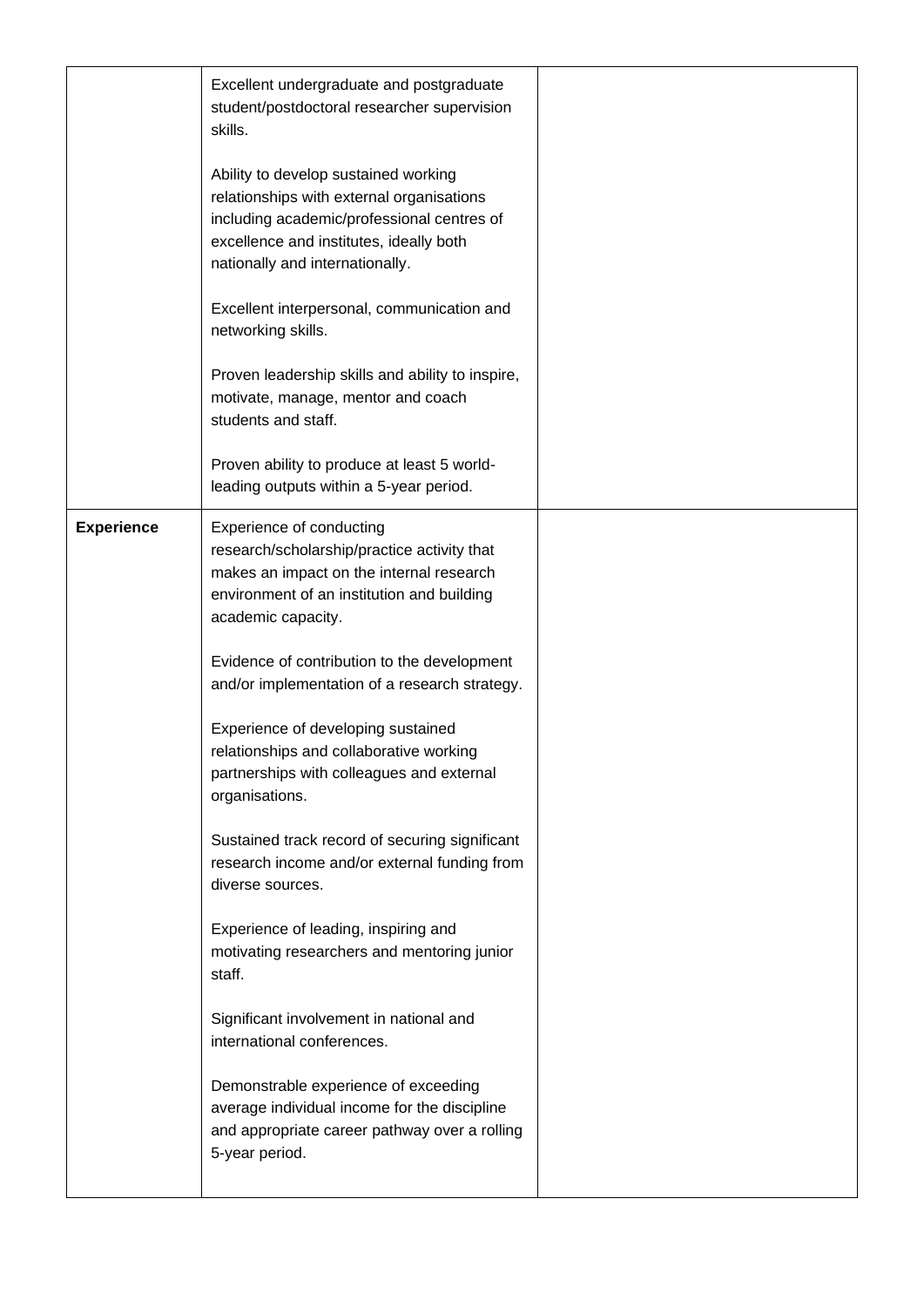| | | |
|---|---|---|
| | Excellent undergraduate and postgraduate student/postdoctoral researcher supervision skills.<br><br>Ability to develop sustained working relationships with external organisations including academic/professional centres of excellence and institutes, ideally both nationally and internationally.<br><br>Excellent interpersonal, communication and networking skills.<br><br>Proven leadership skills and ability to inspire, motivate, manage, mentor and coach students and staff.<br><br>Proven ability to produce at least 5 world-leading outputs within a 5-year period. | |
| **Experience** | Experience of conducting research/scholarship/practice activity that makes an impact on the internal research environment of an institution and building academic capacity.<br><br>Evidence of contribution to the development and/or implementation of a research strategy.<br><br>Experience of developing sustained relationships and collaborative working partnerships with colleagues and external organisations.<br><br>Sustained track record of securing significant research income and/or external funding from diverse sources.<br><br>Experience of leading, inspiring and motivating researchers and mentoring junior staff.<br><br>Significant involvement in national and international conferences.<br><br>Demonstrable experience of exceeding average individual income for the discipline and appropriate career pathway over a rolling 5-year period. | |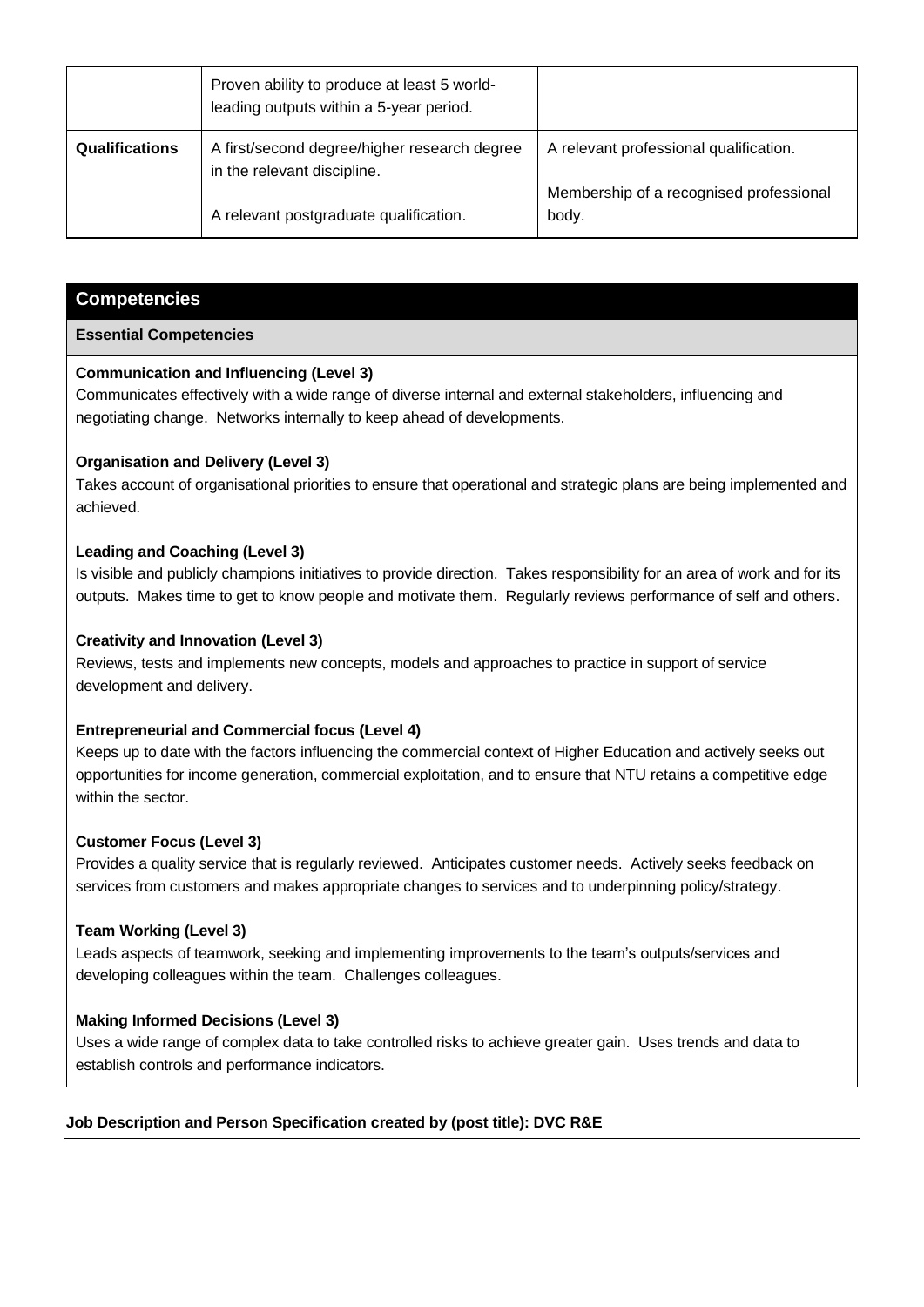| | | |
|---|---|---|
| | Proven ability to produce at least 5 world-leading outputs within a 5-year period. | |
| **Qualifications** | A first/second degree/higher research degree in the relevant discipline.<br><br>A relevant postgraduate qualification. | A relevant professional qualification.<br><br>Membership of a recognised professional body. |

## Competencies

### Essential Competencies

**Communication and Influencing (Level 3)**
Communicates effectively with a wide range of diverse internal and external stakeholders, influencing and negotiating change. Networks internally to keep ahead of developments.

**Organisation and Delivery (Level 3)**
Takes account of organisational priorities to ensure that operational and strategic plans are being implemented and achieved.

**Leading and Coaching (Level 3)**
Is visible and publicly champions initiatives to provide direction. Takes responsibility for an area of work and for its outputs. Makes time to get to know people and motivate them. Regularly reviews performance of self and others.

**Creativity and Innovation (Level 3)**
Reviews, tests and implements new concepts, models and approaches to practice in support of service development and delivery.

**Entrepreneurial and Commercial focus (Level 4)**
Keeps up to date with the factors influencing the commercial context of Higher Education and actively seeks out opportunities for income generation, commercial exploitation, and to ensure that NTU retains a competitive edge within the sector.

**Customer Focus (Level 3)**
Provides a quality service that is regularly reviewed. Anticipates customer needs. Actively seeks feedback on services from customers and makes appropriate changes to services and to underpinning policy/strategy.

**Team Working (Level 3)**
Leads aspects of teamwork, seeking and implementing improvements to the team's outputs/services and developing colleagues within the team. Challenges colleagues.

**Making Informed Decisions (Level 3)**
Uses a wide range of complex data to take controlled risks to achieve greater gain. Uses trends and data to establish controls and performance indicators.

**Job Description and Person Specification created by (post title): DVC R&E**